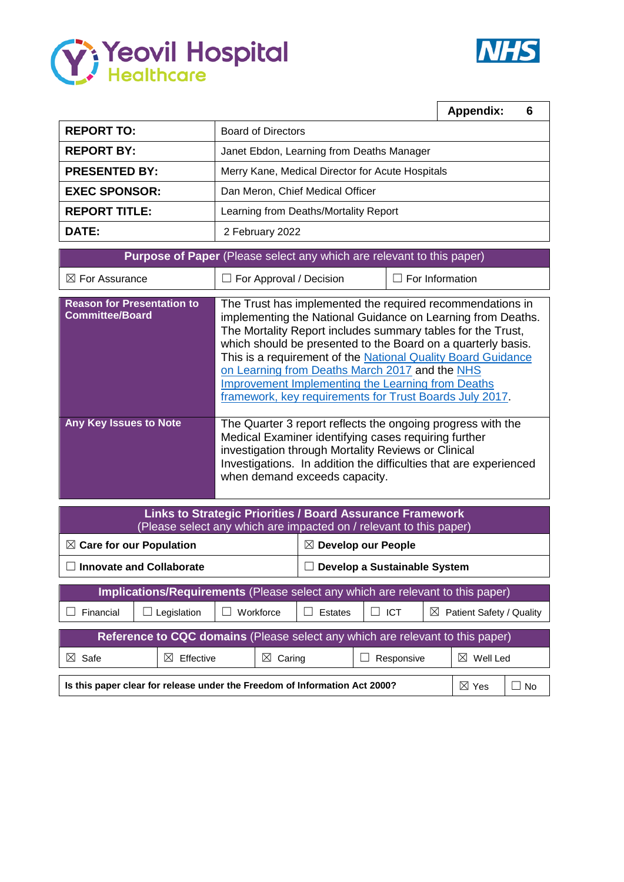Yeovil Hospital Healthcare

NHS

| | Appendix: 6 |
|---|---|
| **REPORT TO:** | Board of Directors |
| **REPORT BY:** | Janet Ebdon, Learning from Deaths Manager |
| **PRESENTED BY:** | Merry Kane, Medical Director for Acute Hospitals |
| **EXEC SPONSOR:** | Dan Meron, Chief Medical Officer |
| **REPORT TITLE:** | Learning from Deaths/Mortality Report |
| **DATE:** | 2 February 2022 |

| **Purpose of Paper** (Please select any which are relevant to this paper) | | |
|---|---|---|
| ☒ For Assurance | ☐ For Approval / Decision | ☐ For Information |

| | |
|---|---|
| **Reason for Presentation to Committee/Board** | The Trust has implemented the required recommendations in implementing the National Guidance on Learning from Deaths. The Mortality Report includes summary tables for the Trust, which should be presented to the Board on a quarterly basis. This is a requirement of the National Quality Board Guidance on Learning from Deaths March 2017 and the NHS Improvement Implementing the Learning from Deaths framework, key requirements for Trust Boards July 2017. |
| **Any Key Issues to Note** | The Quarter 3 report reflects the ongoing progress with the Medical Examiner identifying cases requiring further investigation through Mortality Reviews or Clinical Investigations. In addition the difficulties that are experienced when demand exceeds capacity. |

| **Links to Strategic Priorities / Board Assurance Framework** (Please select any which are impacted on / relevant to this paper) | |
|---|---|
| ☒ **Care for our Population** | ☒ **Develop our People** |
| ☐ **Innovate and Collaborate** | ☐ **Develop a Sustainable System** |

| **Implications/Requirements** (Please select any which are relevant to this paper) | | | | | |
|---|---|---|---|---|---|
| ☐ Financial | ☐ Legislation | ☐ Workforce | ☐ Estates | ☐ ICT | ☒ Patient Safety / Quality |

| **Reference to CQC domains** (Please select any which are relevant to this paper) | | | | |
|---|---|---|---|---|
| ☒ Safe | ☒ Effective | ☒ Caring | ☐ Responsive | ☒ Well Led |

| | | |
|---|---|---|
| **Is this paper clear for release under the Freedom of Information Act 2000?** | ☒ Yes | ☐ No |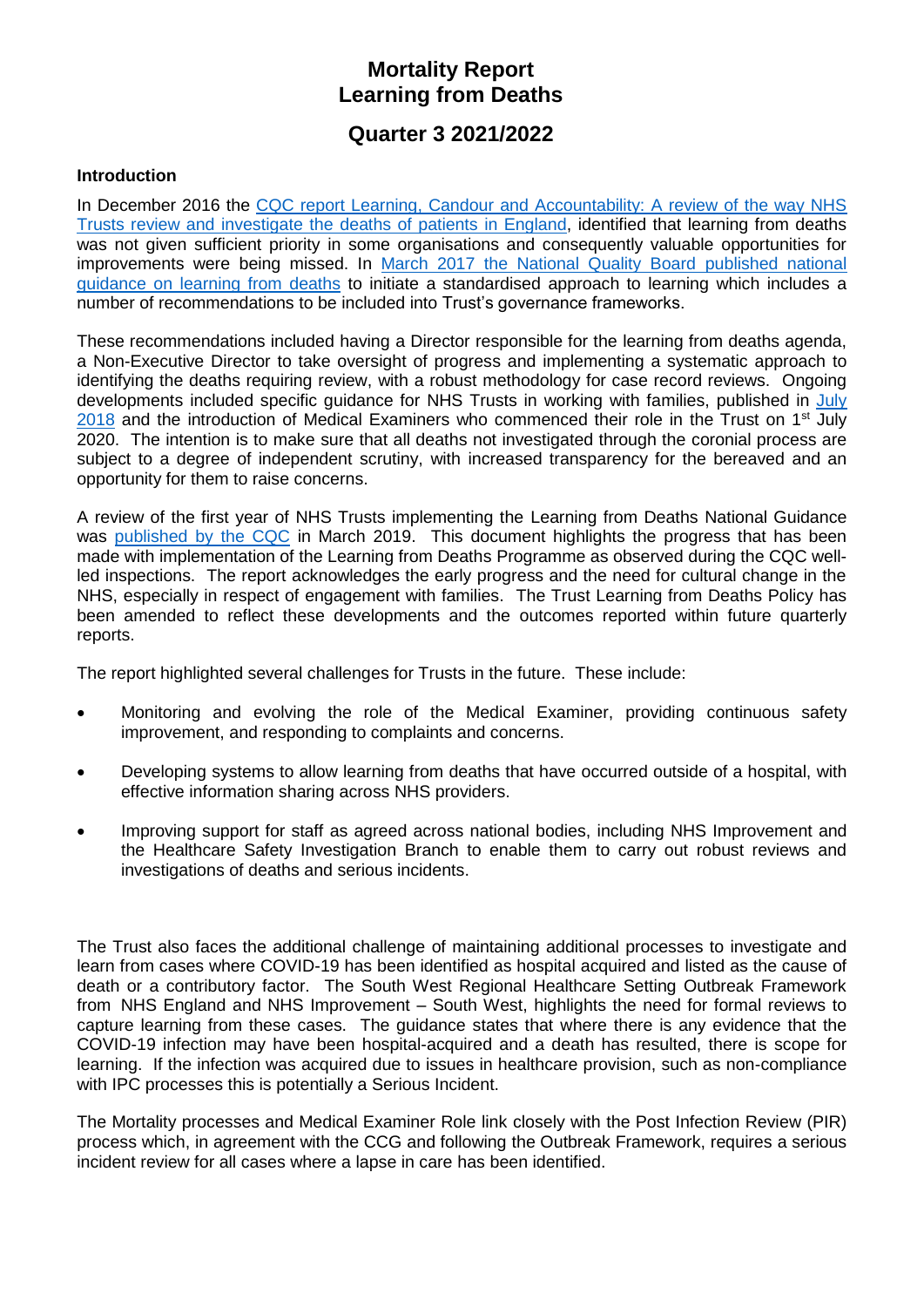# Mortality Report
# Learning from Deaths

## Quarter 3 2021/2022

### Introduction

In December 2016 the CQC report Learning, Candour and Accountability: A review of the way NHS Trusts review and investigate the deaths of patients in England, identified that learning from deaths was not given sufficient priority in some organisations and consequently valuable opportunities for improvements were being missed. In March 2017 the National Quality Board published national guidance on learning from deaths to initiate a standardised approach to learning which includes a number of recommendations to be included into Trust's governance frameworks.

These recommendations included having a Director responsible for the learning from deaths agenda, a Non-Executive Director to take oversight of progress and implementing a systematic approach to identifying the deaths requiring review, with a robust methodology for case record reviews. Ongoing developments included specific guidance for NHS Trusts in working with families, published in July 2018 and the introduction of Medical Examiners who commenced their role in the Trust on 1st July 2020. The intention is to make sure that all deaths not investigated through the coronial process are subject to a degree of independent scrutiny, with increased transparency for the bereaved and an opportunity for them to raise concerns.

A review of the first year of NHS Trusts implementing the Learning from Deaths National Guidance was published by the CQC in March 2019. This document highlights the progress that has been made with implementation of the Learning from Deaths Programme as observed during the CQC well-led inspections. The report acknowledges the early progress and the need for cultural change in the NHS, especially in respect of engagement with families. The Trust Learning from Deaths Policy has been amended to reflect these developments and the outcomes reported within future quarterly reports.

The report highlighted several challenges for Trusts in the future. These include:

- Monitoring and evolving the role of the Medical Examiner, providing continuous safety improvement, and responding to complaints and concerns.
- Developing systems to allow learning from deaths that have occurred outside of a hospital, with effective information sharing across NHS providers.
- Improving support for staff as agreed across national bodies, including NHS Improvement and the Healthcare Safety Investigation Branch to enable them to carry out robust reviews and investigations of deaths and serious incidents.

The Trust also faces the additional challenge of maintaining additional processes to investigate and learn from cases where COVID-19 has been identified as hospital acquired and listed as the cause of death or a contributory factor. The South West Regional Healthcare Setting Outbreak Framework from NHS England and NHS Improvement – South West, highlights the need for formal reviews to capture learning from these cases. The guidance states that where there is any evidence that the COVID-19 infection may have been hospital-acquired and a death has resulted, there is scope for learning. If the infection was acquired due to issues in healthcare provision, such as non-compliance with IPC processes this is potentially a Serious Incident.

The Mortality processes and Medical Examiner Role link closely with the Post Infection Review (PIR) process which, in agreement with the CCG and following the Outbreak Framework, requires a serious incident review for all cases where a lapse in care has been identified.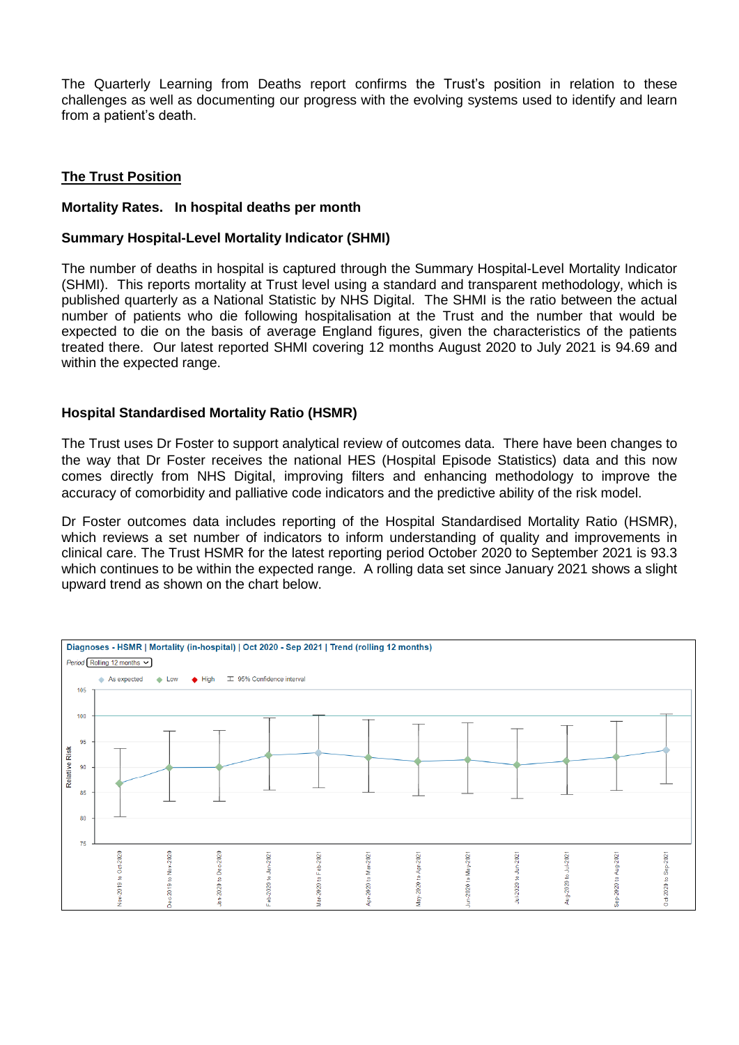The Quarterly Learning from Deaths report confirms the Trust's position in relation to these challenges as well as documenting our progress with the evolving systems used to identify and learn from a patient's death.

## The Trust Position

**Mortality Rates. In hospital deaths per month**

### Summary Hospital-Level Mortality Indicator (SHMI)

The number of deaths in hospital is captured through the Summary Hospital-Level Mortality Indicator (SHMI). This reports mortality at Trust level using a standard and transparent methodology, which is published quarterly as a National Statistic by NHS Digital. The SHMI is the ratio between the actual number of patients who die following hospitalisation at the Trust and the number that would be expected to die on the basis of average England figures, given the characteristics of the patients treated there. Our latest reported SHMI covering 12 months August 2020 to July 2021 is 94.69 and within the expected range.

### Hospital Standardised Mortality Ratio (HSMR)

The Trust uses Dr Foster to support analytical review of outcomes data. There have been changes to the way that Dr Foster receives the national HES (Hospital Episode Statistics) data and this now comes directly from NHS Digital, improving filters and enhancing methodology to improve the accuracy of comorbidity and palliative code indicators and the predictive ability of the risk model.

Dr Foster outcomes data includes reporting of the Hospital Standardised Mortality Ratio (HSMR), which reviews a set number of indicators to inform understanding of quality and improvements in clinical care. The Trust HSMR for the latest reporting period October 2020 to September 2021 is 93.3 which continues to be within the expected range. A rolling data set since January 2021 shows a slight upward trend as shown on the chart below.

Diagnoses - HSMR | Mortality (in-hospital) | Oct 2020 - Sep 2021 | Trend (rolling 12 months)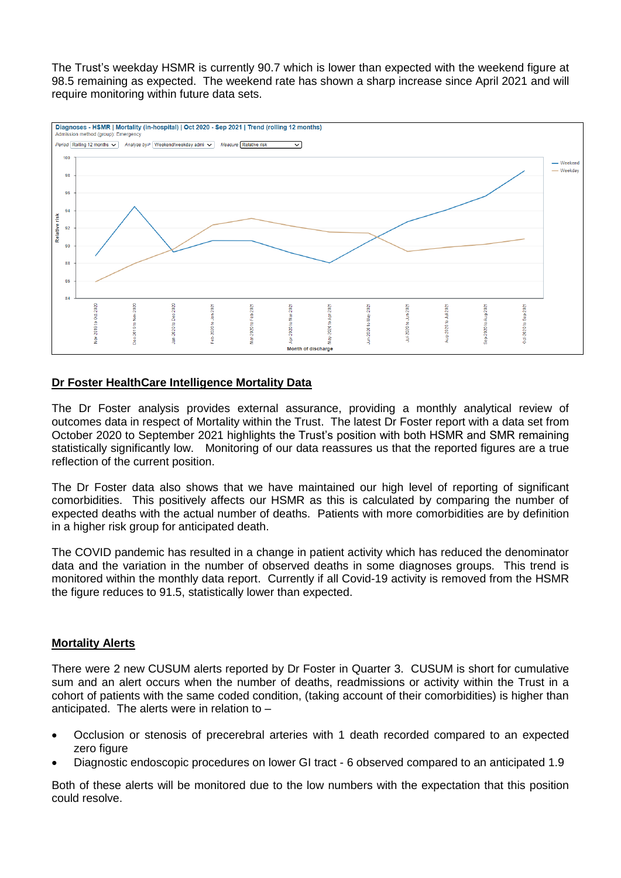The Trust's weekday HSMR is currently 90.7 which is lower than expected with the weekend figure at 98.5 remaining as expected. The weekend rate has shown a sharp increase since April 2021 and will require monitoring within future data sets.

## Dr Foster HealthCare Intelligence Mortality Data

The Dr Foster analysis provides external assurance, providing a monthly analytical review of outcomes data in respect of Mortality within the Trust. The latest Dr Foster report with a data set from October 2020 to September 2021 highlights the Trust's position with both HSMR and SMR remaining statistically significantly low. Monitoring of our data reassures us that the reported figures are a true reflection of the current position.

The Dr Foster data also shows that we have maintained our high level of reporting of significant comorbidities. This positively affects our HSMR as this is calculated by comparing the number of expected deaths with the actual number of deaths. Patients with more comorbidities are by definition in a higher risk group for anticipated death.

The COVID pandemic has resulted in a change in patient activity which has reduced the denominator data and the variation in the number of observed deaths in some diagnoses groups. This trend is monitored within the monthly data report. Currently if all Covid-19 activity is removed from the HSMR the figure reduces to 91.5, statistically lower than expected.

## Mortality Alerts

There were 2 new CUSUM alerts reported by Dr Foster in Quarter 3. CUSUM is short for cumulative sum and an alert occurs when the number of deaths, readmissions or activity within the Trust in a cohort of patients with the same coded condition, (taking account of their comorbidities) is higher than anticipated. The alerts were in relation to –

- Occlusion or stenosis of precerebral arteries with 1 death recorded compared to an expected zero figure
- Diagnostic endoscopic procedures on lower GI tract - 6 observed compared to an anticipated 1.9

Both of these alerts will be monitored due to the low numbers with the expectation that this position could resolve.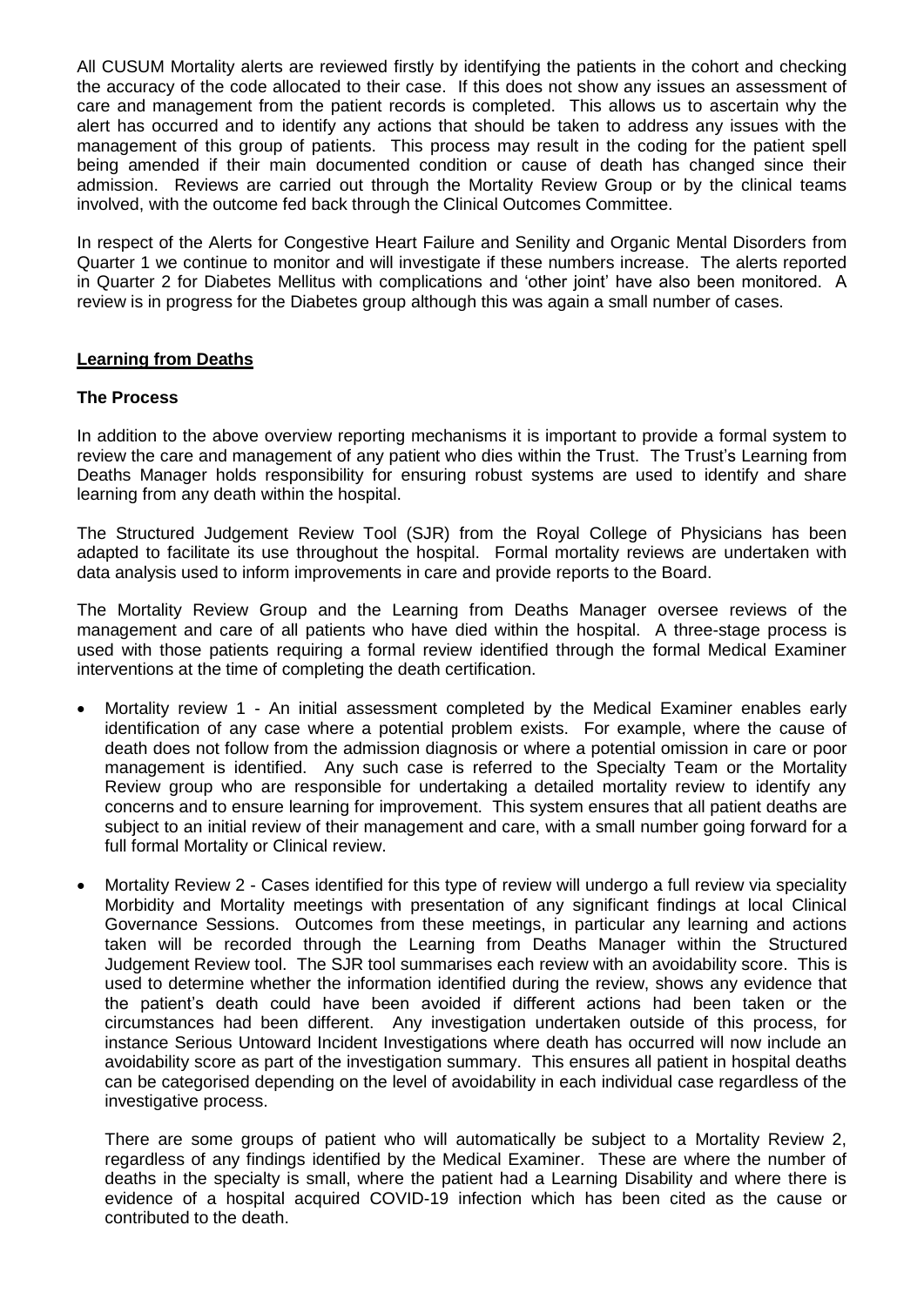All CUSUM Mortality alerts are reviewed firstly by identifying the patients in the cohort and checking the accuracy of the code allocated to their case. If this does not show any issues an assessment of care and management from the patient records is completed. This allows us to ascertain why the alert has occurred and to identify any actions that should be taken to address any issues with the management of this group of patients. This process may result in the coding for the patient spell being amended if their main documented condition or cause of death has changed since their admission. Reviews are carried out through the Mortality Review Group or by the clinical teams involved, with the outcome fed back through the Clinical Outcomes Committee.

In respect of the Alerts for Congestive Heart Failure and Senility and Organic Mental Disorders from Quarter 1 we continue to monitor and will investigate if these numbers increase. The alerts reported in Quarter 2 for Diabetes Mellitus with complications and 'other joint' have also been monitored. A review is in progress for the Diabetes group although this was again a small number of cases.

## Learning from Deaths

### The Process

In addition to the above overview reporting mechanisms it is important to provide a formal system to review the care and management of any patient who dies within the Trust. The Trust's Learning from Deaths Manager holds responsibility for ensuring robust systems are used to identify and share learning from any death within the hospital.

The Structured Judgement Review Tool (SJR) from the Royal College of Physicians has been adapted to facilitate its use throughout the hospital. Formal mortality reviews are undertaken with data analysis used to inform improvements in care and provide reports to the Board.

The Mortality Review Group and the Learning from Deaths Manager oversee reviews of the management and care of all patients who have died within the hospital. A three-stage process is used with those patients requiring a formal review identified through the formal Medical Examiner interventions at the time of completing the death certification.

- Mortality review 1 - An initial assessment completed by the Medical Examiner enables early identification of any case where a potential problem exists. For example, where the cause of death does not follow from the admission diagnosis or where a potential omission in care or poor management is identified. Any such case is referred to the Specialty Team or the Mortality Review group who are responsible for undertaking a detailed mortality review to identify any concerns and to ensure learning for improvement. This system ensures that all patient deaths are subject to an initial review of their management and care, with a small number going forward for a full formal Mortality or Clinical review.

- Mortality Review 2 - Cases identified for this type of review will undergo a full review via speciality Morbidity and Mortality meetings with presentation of any significant findings at local Clinical Governance Sessions. Outcomes from these meetings, in particular any learning and actions taken will be recorded through the Learning from Deaths Manager within the Structured Judgement Review tool. The SJR tool summarises each review with an avoidability score. This is used to determine whether the information identified during the review, shows any evidence that the patient's death could have been avoided if different actions had been taken or the circumstances had been different. Any investigation undertaken outside of this process, for instance Serious Untoward Incident Investigations where death has occurred will now include an avoidability score as part of the investigation summary. This ensures all patient in hospital deaths can be categorised depending on the level of avoidability in each individual case regardless of the investigative process.

  There are some groups of patient who will automatically be subject to a Mortality Review 2, regardless of any findings identified by the Medical Examiner. These are where the number of deaths in the specialty is small, where the patient had a Learning Disability and where there is evidence of a hospital acquired COVID-19 infection which has been cited as the cause or contributed to the death.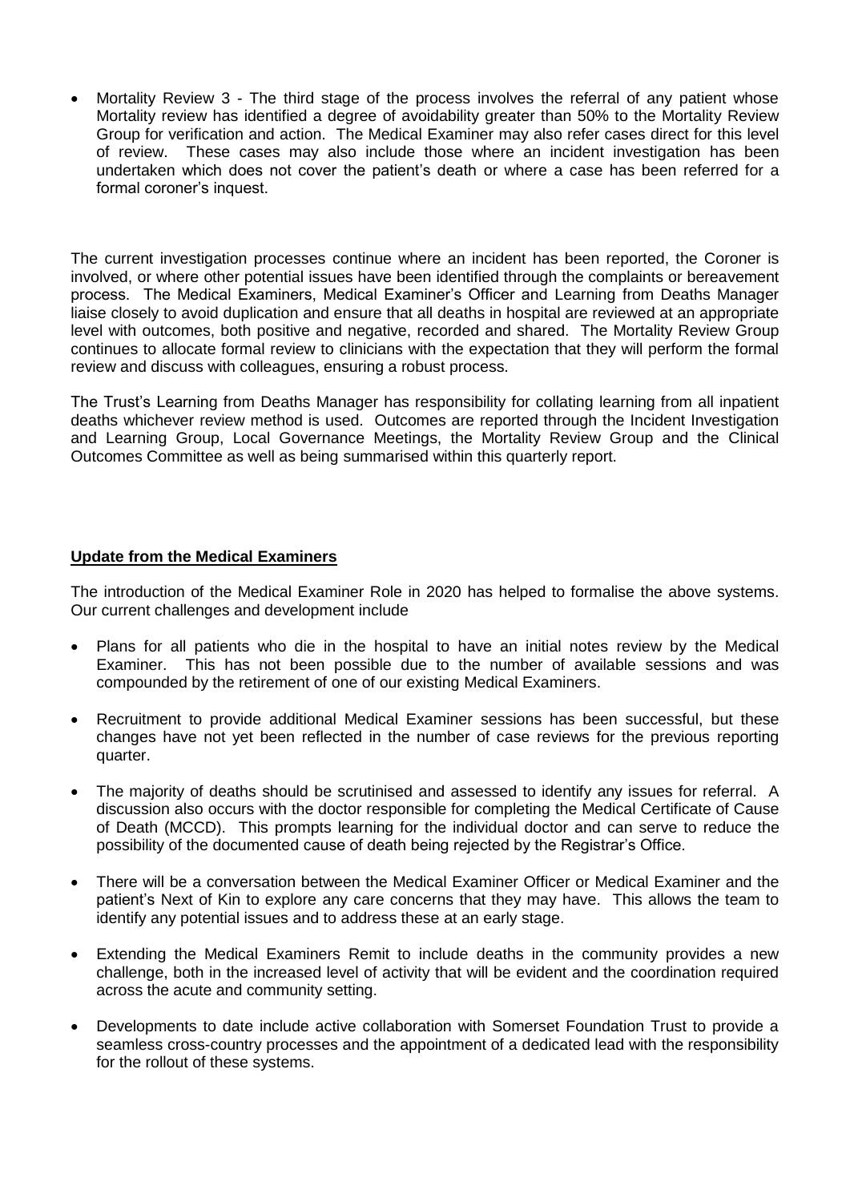- Mortality Review 3 - The third stage of the process involves the referral of any patient whose Mortality review has identified a degree of avoidability greater than 50% to the Mortality Review Group for verification and action. The Medical Examiner may also refer cases direct for this level of review. These cases may also include those where an incident investigation has been undertaken which does not cover the patient's death or where a case has been referred for a formal coroner's inquest.

The current investigation processes continue where an incident has been reported, the Coroner is involved, or where other potential issues have been identified through the complaints or bereavement process. The Medical Examiners, Medical Examiner's Officer and Learning from Deaths Manager liaise closely to avoid duplication and ensure that all deaths in hospital are reviewed at an appropriate level with outcomes, both positive and negative, recorded and shared. The Mortality Review Group continues to allocate formal review to clinicians with the expectation that they will perform the formal review and discuss with colleagues, ensuring a robust process.

The Trust's Learning from Deaths Manager has responsibility for collating learning from all inpatient deaths whichever review method is used. Outcomes are reported through the Incident Investigation and Learning Group, Local Governance Meetings, the Mortality Review Group and the Clinical Outcomes Committee as well as being summarised within this quarterly report.

## Update from the Medical Examiners

The introduction of the Medical Examiner Role in 2020 has helped to formalise the above systems. Our current challenges and development include

- Plans for all patients who die in the hospital to have an initial notes review by the Medical Examiner. This has not been possible due to the number of available sessions and was compounded by the retirement of one of our existing Medical Examiners.
- Recruitment to provide additional Medical Examiner sessions has been successful, but these changes have not yet been reflected in the number of case reviews for the previous reporting quarter.
- The majority of deaths should be scrutinised and assessed to identify any issues for referral. A discussion also occurs with the doctor responsible for completing the Medical Certificate of Cause of Death (MCCD). This prompts learning for the individual doctor and can serve to reduce the possibility of the documented cause of death being rejected by the Registrar's Office.
- There will be a conversation between the Medical Examiner Officer or Medical Examiner and the patient's Next of Kin to explore any care concerns that they may have. This allows the team to identify any potential issues and to address these at an early stage.
- Extending the Medical Examiners Remit to include deaths in the community provides a new challenge, both in the increased level of activity that will be evident and the coordination required across the acute and community setting.
- Developments to date include active collaboration with Somerset Foundation Trust to provide a seamless cross-country processes and the appointment of a dedicated lead with the responsibility for the rollout of these systems.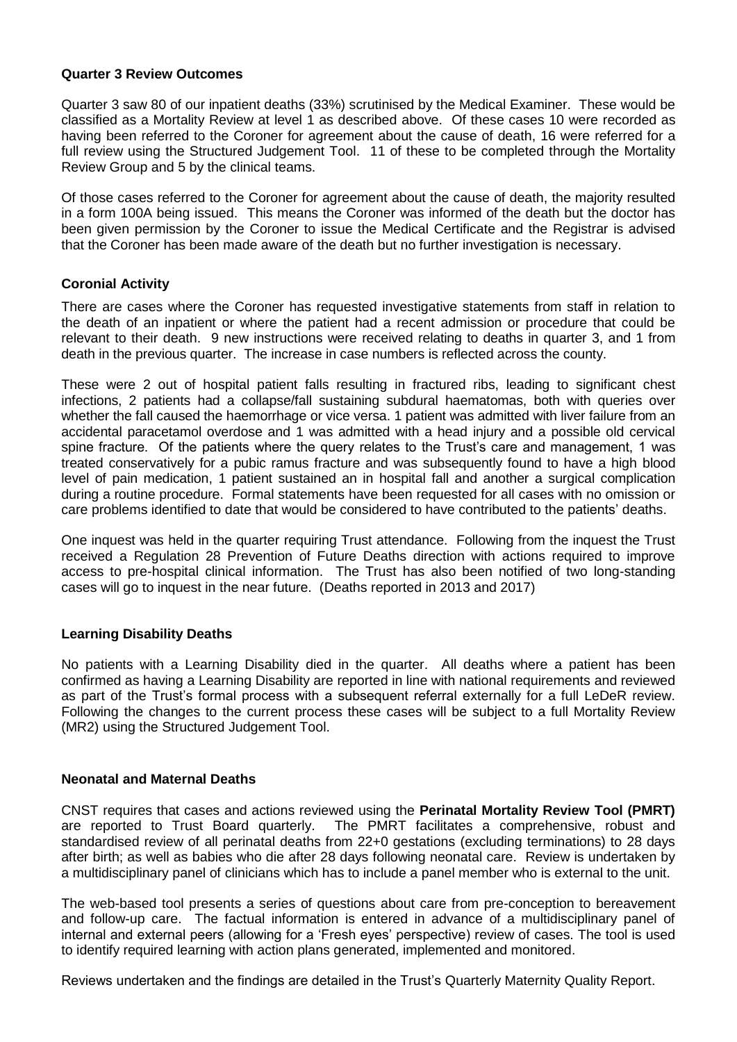**Quarter 3 Review Outcomes**

Quarter 3 saw 80 of our inpatient deaths (33%) scrutinised by the Medical Examiner. These would be classified as a Mortality Review at level 1 as described above. Of these cases 10 were recorded as having been referred to the Coroner for agreement about the cause of death, 16 were referred for a full review using the Structured Judgement Tool. 11 of these to be completed through the Mortality Review Group and 5 by the clinical teams.

Of those cases referred to the Coroner for agreement about the cause of death, the majority resulted in a form 100A being issued. This means the Coroner was informed of the death but the doctor has been given permission by the Coroner to issue the Medical Certificate and the Registrar is advised that the Coroner has been made aware of the death but no further investigation is necessary.

**Coronial Activity**

There are cases where the Coroner has requested investigative statements from staff in relation to the death of an inpatient or where the patient had a recent admission or procedure that could be relevant to their death. 9 new instructions were received relating to deaths in quarter 3, and 1 from death in the previous quarter. The increase in case numbers is reflected across the county.

These were 2 out of hospital patient falls resulting in fractured ribs, leading to significant chest infections, 2 patients had a collapse/fall sustaining subdural haematomas, both with queries over whether the fall caused the haemorrhage or vice versa. 1 patient was admitted with liver failure from an accidental paracetamol overdose and 1 was admitted with a head injury and a possible old cervical spine fracture. Of the patients where the query relates to the Trust's care and management, 1 was treated conservatively for a pubic ramus fracture and was subsequently found to have a high blood level of pain medication, 1 patient sustained an in hospital fall and another a surgical complication during a routine procedure. Formal statements have been requested for all cases with no omission or care problems identified to date that would be considered to have contributed to the patients' deaths.

One inquest was held in the quarter requiring Trust attendance. Following from the inquest the Trust received a Regulation 28 Prevention of Future Deaths direction with actions required to improve access to pre-hospital clinical information. The Trust has also been notified of two long-standing cases will go to inquest in the near future. (Deaths reported in 2013 and 2017)

**Learning Disability Deaths**

No patients with a Learning Disability died in the quarter. All deaths where a patient has been confirmed as having a Learning Disability are reported in line with national requirements and reviewed as part of the Trust's formal process with a subsequent referral externally for a full LeDeR review. Following the changes to the current process these cases will be subject to a full Mortality Review (MR2) using the Structured Judgement Tool.

**Neonatal and Maternal Deaths**

CNST requires that cases and actions reviewed using the **Perinatal Mortality Review Tool (PMRT)** are reported to Trust Board quarterly. The PMRT facilitates a comprehensive, robust and standardised review of all perinatal deaths from 22+0 gestations (excluding terminations) to 28 days after birth; as well as babies who die after 28 days following neonatal care. Review is undertaken by a multidisciplinary panel of clinicians which has to include a panel member who is external to the unit.

The web-based tool presents a series of questions about care from pre-conception to bereavement and follow-up care. The factual information is entered in advance of a multidisciplinary panel of internal and external peers (allowing for a 'Fresh eyes' perspective) review of cases. The tool is used to identify required learning with action plans generated, implemented and monitored.

Reviews undertaken and the findings are detailed in the Trust's Quarterly Maternity Quality Report.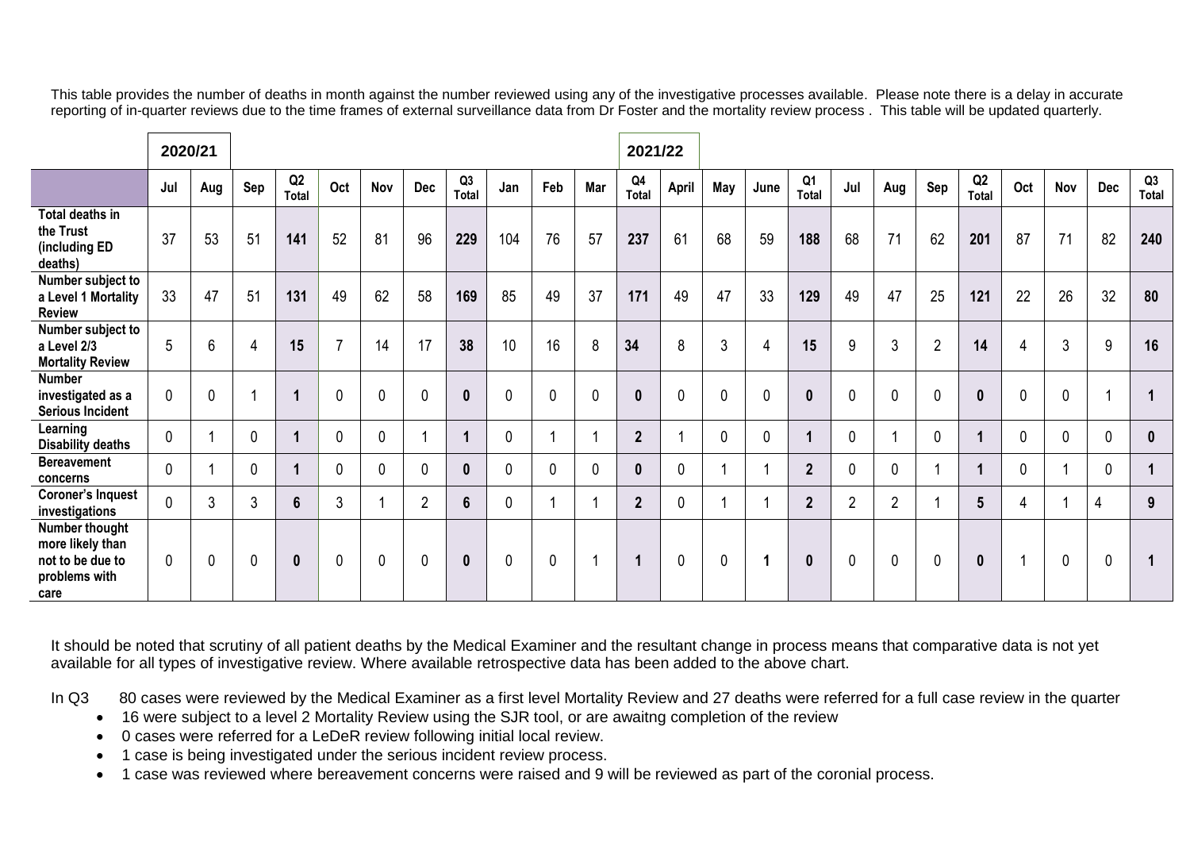This table provides the number of deaths in month against the number reviewed using any of the investigative processes available. Please note there is a delay in accurate reporting of in-quarter reviews due to the time frames of external surveillance data from Dr Foster and the mortality review process . This table will be updated quarterly.

| | 2020/21 | | | | | | | | | | | | 2021/22 | | | | | | | | | | | | |
|---|---|---|---|---|---|---|---|---|---|---|---|---|---|---|---|---|---|---|---|---|---|---|---|---|---|
| | Jul | Aug | Sep | Q2 Total | Oct | Nov | Dec | Q3 Total | Jan | Feb | Mar | Q4 Total | April | May | June | Q1 Total | Jul | Aug | Sep | Q2 Total | Oct | Nov | Dec | Q3 Total |
| **Total deaths in the Trust (including ED deaths)** | 37 | 53 | 51 | **141** | 52 | 81 | 96 | **229** | 104 | 76 | 57 | **237** | 61 | 68 | 59 | **188** | 68 | 71 | 62 | **201** | 87 | 71 | 82 | **240** |
| **Number subject to a Level 1 Mortality Review** | 33 | 47 | 51 | **131** | 49 | 62 | 58 | **169** | 85 | 49 | 37 | **171** | 49 | 47 | 33 | **129** | 49 | 47 | 25 | **121** | 22 | 26 | 32 | **80** |
| **Number subject to a Level 2/3 Mortality Review** | 5 | 6 | 4 | **15** | 7 | 14 | 17 | **38** | 10 | 16 | 8 | **34** | 8 | 3 | 4 | **15** | 9 | 3 | 2 | **14** | 4 | 3 | 9 | **16** |
| **Number investigated as a Serious Incident** | 0 | 0 | 1 | **1** | 0 | 0 | 0 | **0** | 0 | 0 | 0 | **0** | 0 | 0 | 0 | **0** | 0 | 0 | 0 | **0** | 0 | 0 | 1 | **1** |
| **Learning Disability deaths** | 0 | 1 | 0 | **1** | 0 | 0 | 1 | **1** | 0 | 1 | 1 | **2** | 1 | 0 | 0 | **1** | 0 | 1 | 0 | **1** | 0 | 0 | 0 | **0** |
| **Bereavement concerns** | 0 | 1 | 0 | **1** | 0 | 0 | 0 | **0** | 0 | 0 | 0 | **0** | 0 | 1 | 1 | **2** | 0 | 0 | 1 | **1** | 0 | 1 | 0 | **1** |
| **Coroner's Inquest investigations** | 0 | 3 | 3 | **6** | 3 | 1 | 2 | **6** | 0 | 1 | 1 | **2** | 0 | 1 | 1 | **2** | 2 | 2 | 1 | **5** | 4 | 1 | 4 | **9** |
| **Number thought more likely than not to be due to problems with care** | 0 | 0 | 0 | **0** | 0 | 0 | 0 | **0** | 0 | 0 | 1 | **1** | 0 | 0 | **1** | **0** | 0 | 0 | 0 | **0** | 1 | 0 | 0 | **1** |

It should be noted that scrutiny of all patient deaths by the Medical Examiner and the resultant change in process means that comparative data is not yet available for all types of investigative review. Where available retrospective data has been added to the above chart.

In Q3 80 cases were reviewed by the Medical Examiner as a first level Mortality Review and 27 deaths were referred for a full case review in the quarter

- 16 were subject to a level 2 Mortality Review using the SJR tool, or are awaitng completion of the review
- 0 cases were referred for a LeDeR review following initial local review.
- 1 case is being investigated under the serious incident review process.
- 1 case was reviewed where bereavement concerns were raised and 9 will be reviewed as part of the coronial process.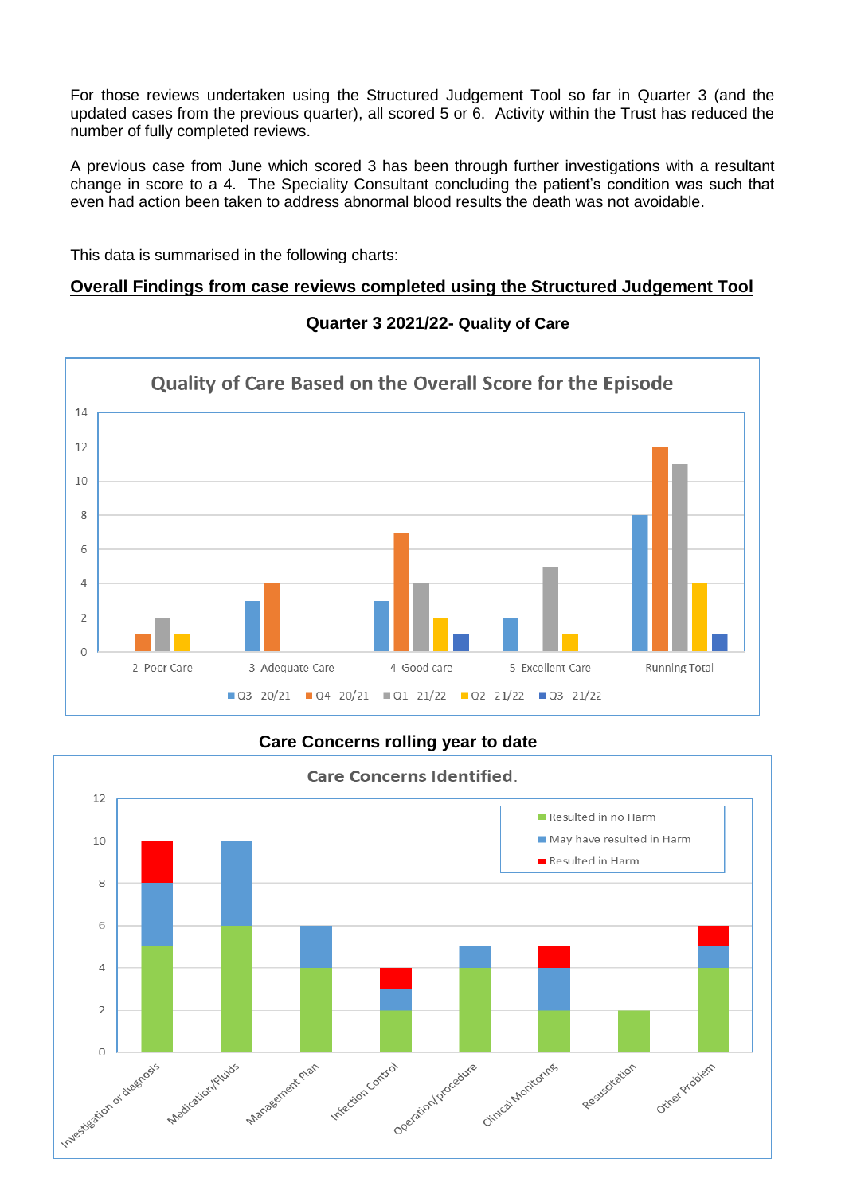For those reviews undertaken using the Structured Judgement Tool so far in Quarter 3 (and the updated cases from the previous quarter), all scored 5 or 6. Activity within the Trust has reduced the number of fully completed reviews.

A previous case from June which scored 3 has been through further investigations with a resultant change in score to a 4. The Speciality Consultant concluding the patient's condition was such that even had action been taken to address abnormal blood results the death was not avoidable.

This data is summarised in the following charts:

**Overall Findings from case reviews completed using the Structured Judgement Tool**

**Quarter 3 2021/22- Quality of Care**

Quality of Care Based on the Overall Score for the Episode

| | Q3 - 20/21 | Q4 - 20/21 | Q1 - 21/22 | Q2 - 21/22 | Q3 - 21/22 |
|---|---|---|---|---|---|
| 2 Poor Care | | 1 | 2 | 1 | |
| 3 Adequate Care | 3 | 4 | | | |
| 4 Good care | 3 | 7 | 4 | 2 | 1 |
| 5 Excellent Care | 2 | | 5 | 1 | |
| Running Total | 8 | 12 | 11 | 4 | 1 |

**Care Concerns rolling year to date**

Care Concerns Identified.

| | Resulted in no Harm | May have resulted in Harm | Resulted in Harm |
|---|---|---|---|
| Investigation or diagnosis | 5 | 3 | 2 |
| Medication/Fluids | 6 | 4 | |
| Management Plan | 4 | 2 | |
| Infection Control | 2 | 1 | 1 |
| Operation/procedure | 4 | 1 | |
| Clinical Monitoring | 2 | 2 | 1 |
| Resuscitation | 2 | | |
| Other Problem | 4 | 1 | 1 |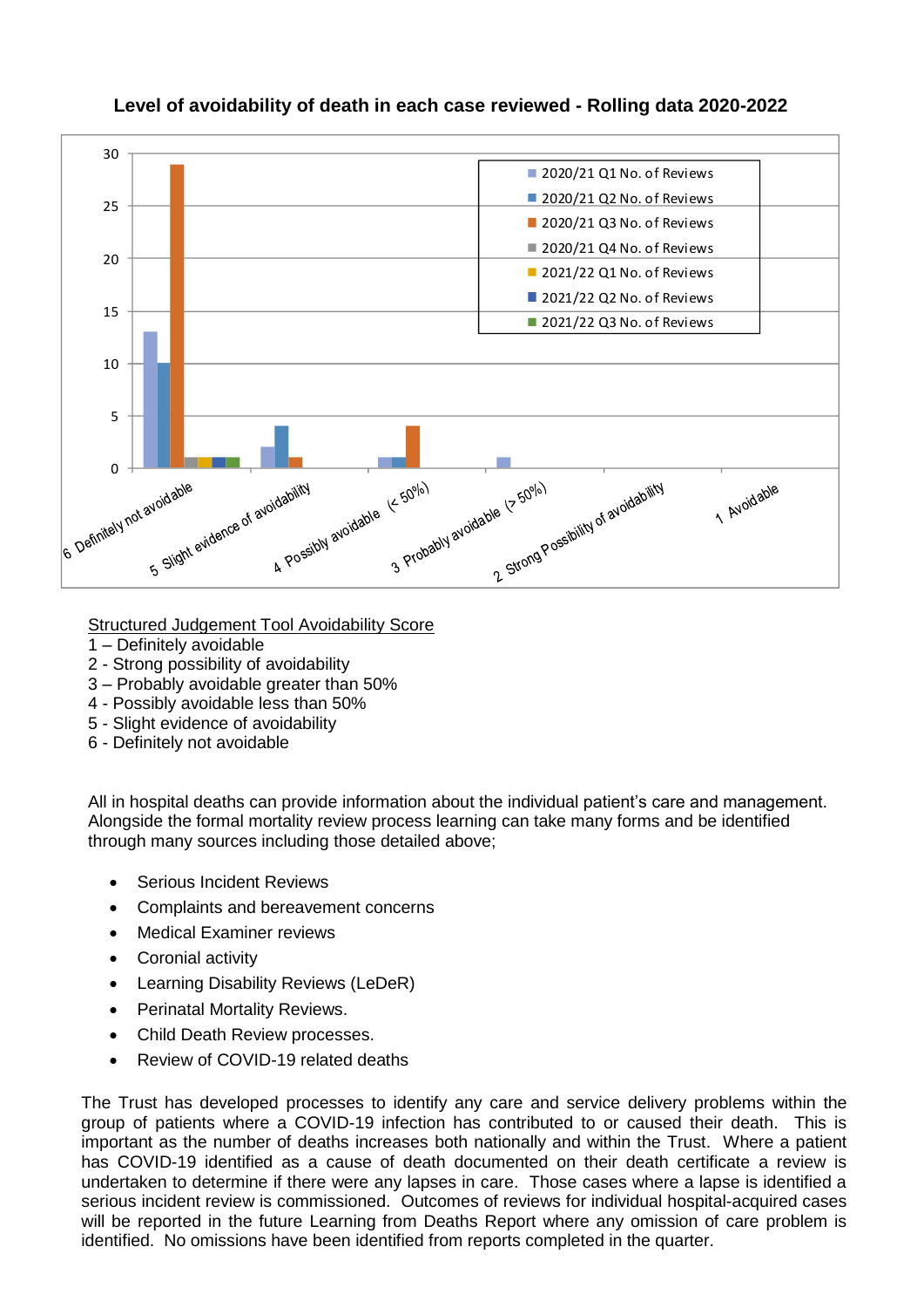**Level of avoidability of death in each case reviewed - Rolling data 2020-2022**

| | 2020/21 Q1 No. of Reviews | 2020/21 Q2 No. of Reviews | 2020/21 Q3 No. of Reviews | 2020/21 Q4 No. of Reviews | 2021/22 Q1 No. of Reviews | 2021/22 Q2 No. of Reviews | 2021/22 Q3 No. of Reviews |
|---|---|---|---|---|---|---|---|
| 6 Definitely not avoidable | 13 | 10 | 29 | 1 | 1 | 1 | 1 |
| 5 Slight evidence of avoidability | 2 | 4 | 1 | | | | |
| 4 Possibly avoidable (< 50%) | 1 | 1 | 4 | | | | |
| 3 Probably avoidable (> 50%) | 1 | | | | | | |
| 2 Strong Possibility of avoidability | | | | | | | |
| 1 Avoidable | | | | | | | |

<u>Structured Judgement Tool Avoidability Score</u>

1 – Definitely avoidable
2 - Strong possibility of avoidability
3 – Probably avoidable greater than 50%
4 - Possibly avoidable less than 50%
5 - Slight evidence of avoidability
6 - Definitely not avoidable

All in hospital deaths can provide information about the individual patient's care and management. Alongside the formal mortality review process learning can take many forms and be identified through many sources including those detailed above;

- Serious Incident Reviews
- Complaints and bereavement concerns
- Medical Examiner reviews
- Coronial activity
- Learning Disability Reviews (LeDeR)
- Perinatal Mortality Reviews.
- Child Death Review processes.
- Review of COVID-19 related deaths

The Trust has developed processes to identify any care and service delivery problems within the group of patients where a COVID-19 infection has contributed to or caused their death. This is important as the number of deaths increases both nationally and within the Trust. Where a patient has COVID-19 identified as a cause of death documented on their death certificate a review is undertaken to determine if there were any lapses in care. Those cases where a lapse is identified a serious incident review is commissioned. Outcomes of reviews for individual hospital-acquired cases will be reported in the future Learning from Deaths Report where any omission of care problem is identified. No omissions have been identified from reports completed in the quarter.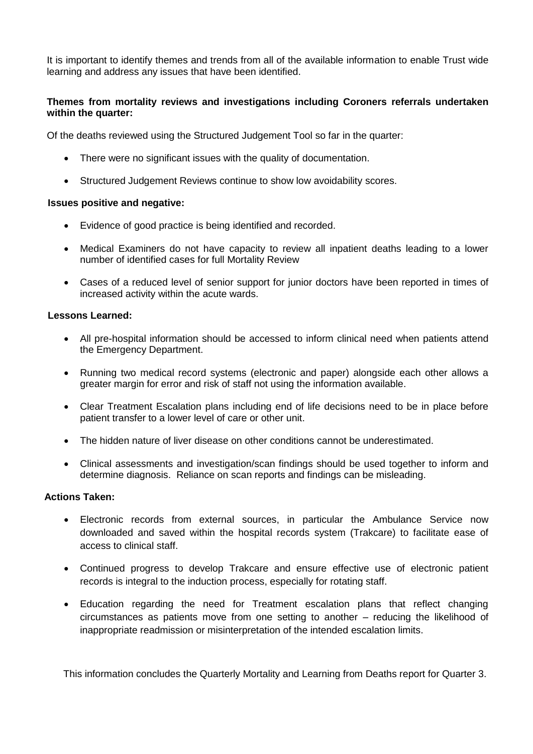It is important to identify themes and trends from all of the available information to enable Trust wide learning and address any issues that have been identified.

**Themes from mortality reviews and investigations including Coroners referrals undertaken within the quarter:**

Of the deaths reviewed using the Structured Judgement Tool so far in the quarter:

- There were no significant issues with the quality of documentation.
- Structured Judgement Reviews continue to show low avoidability scores.

**Issues positive and negative:**

- Evidence of good practice is being identified and recorded.
- Medical Examiners do not have capacity to review all inpatient deaths leading to a lower number of identified cases for full Mortality Review
- Cases of a reduced level of senior support for junior doctors have been reported in times of increased activity within the acute wards.

**Lessons Learned:**

- All pre-hospital information should be accessed to inform clinical need when patients attend the Emergency Department.
- Running two medical record systems (electronic and paper) alongside each other allows a greater margin for error and risk of staff not using the information available.
- Clear Treatment Escalation plans including end of life decisions need to be in place before patient transfer to a lower level of care or other unit.
- The hidden nature of liver disease on other conditions cannot be underestimated.
- Clinical assessments and investigation/scan findings should be used together to inform and determine diagnosis. Reliance on scan reports and findings can be misleading.

**Actions Taken:**

- Electronic records from external sources, in particular the Ambulance Service now downloaded and saved within the hospital records system (Trakcare) to facilitate ease of access to clinical staff.
- Continued progress to develop Trakcare and ensure effective use of electronic patient records is integral to the induction process, especially for rotating staff.
- Education regarding the need for Treatment escalation plans that reflect changing circumstances as patients move from one setting to another – reducing the likelihood of inappropriate readmission or misinterpretation of the intended escalation limits.

This information concludes the Quarterly Mortality and Learning from Deaths report for Quarter 3.